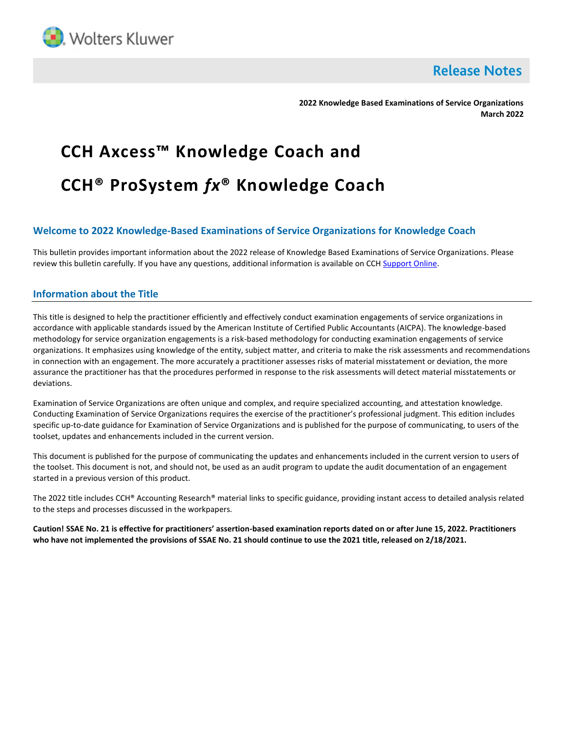Wolters Kluwer

# Release Notes

**2022 Knowledge Based Examinations of Service Organizations**
**March 2022**

# CCH Axcess™ Knowledge Coach and

# CCH® ProSystem *fx*® Knowledge Coach

## Welcome to 2022 Knowledge-Based Examinations of Service Organizations for Knowledge Coach

This bulletin provides important information about the 2022 release of Knowledge Based Examinations of Service Organizations. Please review this bulletin carefully. If you have any questions, additional information is available on CCH Support Online.

## Information about the Title

This title is designed to help the practitioner efficiently and effectively conduct examination engagements of service organizations in accordance with applicable standards issued by the American Institute of Certified Public Accountants (AICPA). The knowledge-based methodology for service organization engagements is a risk-based methodology for conducting examination engagements of service organizations. It emphasizes using knowledge of the entity, subject matter, and criteria to make the risk assessments and recommendations in connection with an engagement. The more accurately a practitioner assesses risks of material misstatement or deviation, the more assurance the practitioner has that the procedures performed in response to the risk assessments will detect material misstatements or deviations.

Examination of Service Organizations are often unique and complex, and require specialized accounting, and attestation knowledge. Conducting Examination of Service Organizations requires the exercise of the practitioner's professional judgment. This edition includes specific up-to-date guidance for Examination of Service Organizations and is published for the purpose of communicating, to users of the toolset, updates and enhancements included in the current version.

This document is published for the purpose of communicating the updates and enhancements included in the current version to users of the toolset. This document is not, and should not, be used as an audit program to update the audit documentation of an engagement started in a previous version of this product.

The 2022 title includes CCH® Accounting Research® material links to specific guidance, providing instant access to detailed analysis related to the steps and processes discussed in the workpapers.

**Caution! SSAE No. 21 is effective for practitioners' assertion-based examination reports dated on or after June 15, 2022. Practitioners who have not implemented the provisions of SSAE No. 21 should continue to use the 2021 title, released on 2/18/2021.**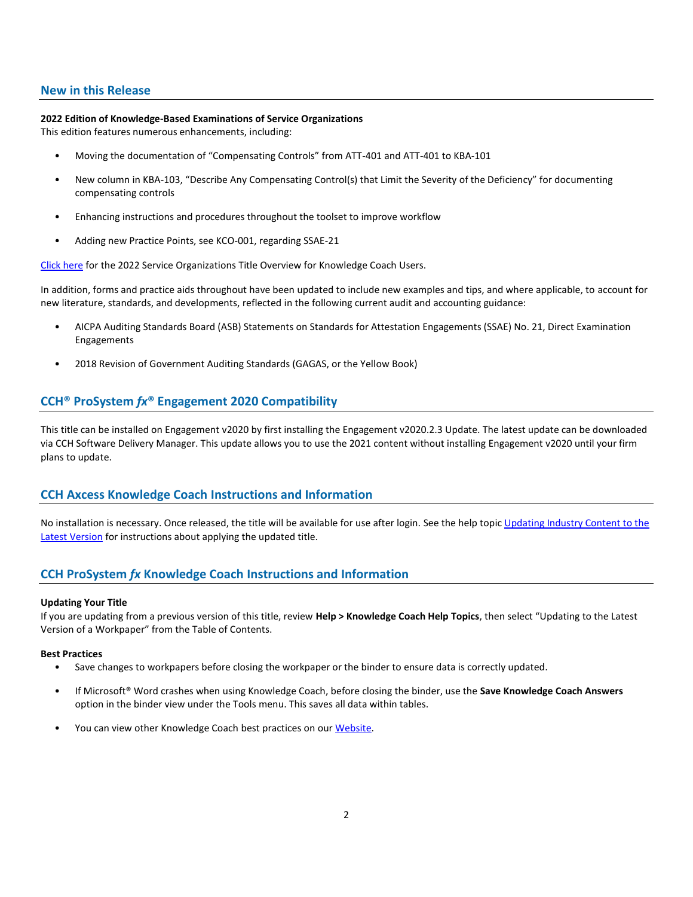## New in this Release

**2022 Edition of Knowledge-Based Examinations of Service Organizations**
This edition features numerous enhancements, including:

- Moving the documentation of "Compensating Controls" from ATT-401 and ATT-401 to KBA-101
- New column in KBA-103, "Describe Any Compensating Control(s) that Limit the Severity of the Deficiency" for documenting compensating controls
- Enhancing instructions and procedures throughout the toolset to improve workflow
- Adding new Practice Points, see KCO-001, regarding SSAE-21

Click here for the 2022 Service Organizations Title Overview for Knowledge Coach Users.

In addition, forms and practice aids throughout have been updated to include new examples and tips, and where applicable, to account for new literature, standards, and developments, reflected in the following current audit and accounting guidance:

- AICPA Auditing Standards Board (ASB) Statements on Standards for Attestation Engagements (SSAE) No. 21, Direct Examination Engagements
- 2018 Revision of Government Auditing Standards (GAGAS, or the Yellow Book)

## CCH® ProSystem *fx*® Engagement 2020 Compatibility

This title can be installed on Engagement v2020 by first installing the Engagement v2020.2.3 Update. The latest update can be downloaded via CCH Software Delivery Manager. This update allows you to use the 2021 content without installing Engagement v2020 until your firm plans to update.

## CCH Axcess Knowledge Coach Instructions and Information

No installation is necessary. Once released, the title will be available for use after login. See the help topic Updating Industry Content to the Latest Version for instructions about applying the updated title.

## CCH ProSystem *fx* Knowledge Coach Instructions and Information

**Updating Your Title**
If you are updating from a previous version of this title, review **Help > Knowledge Coach Help Topics**, then select "Updating to the Latest Version of a Workpaper" from the Table of Contents.

**Best Practices**

- Save changes to workpapers before closing the workpaper or the binder to ensure data is correctly updated.
- If Microsoft® Word crashes when using Knowledge Coach, before closing the binder, use the **Save Knowledge Coach Answers** option in the binder view under the Tools menu. This saves all data within tables.
- You can view other Knowledge Coach best practices on our Website.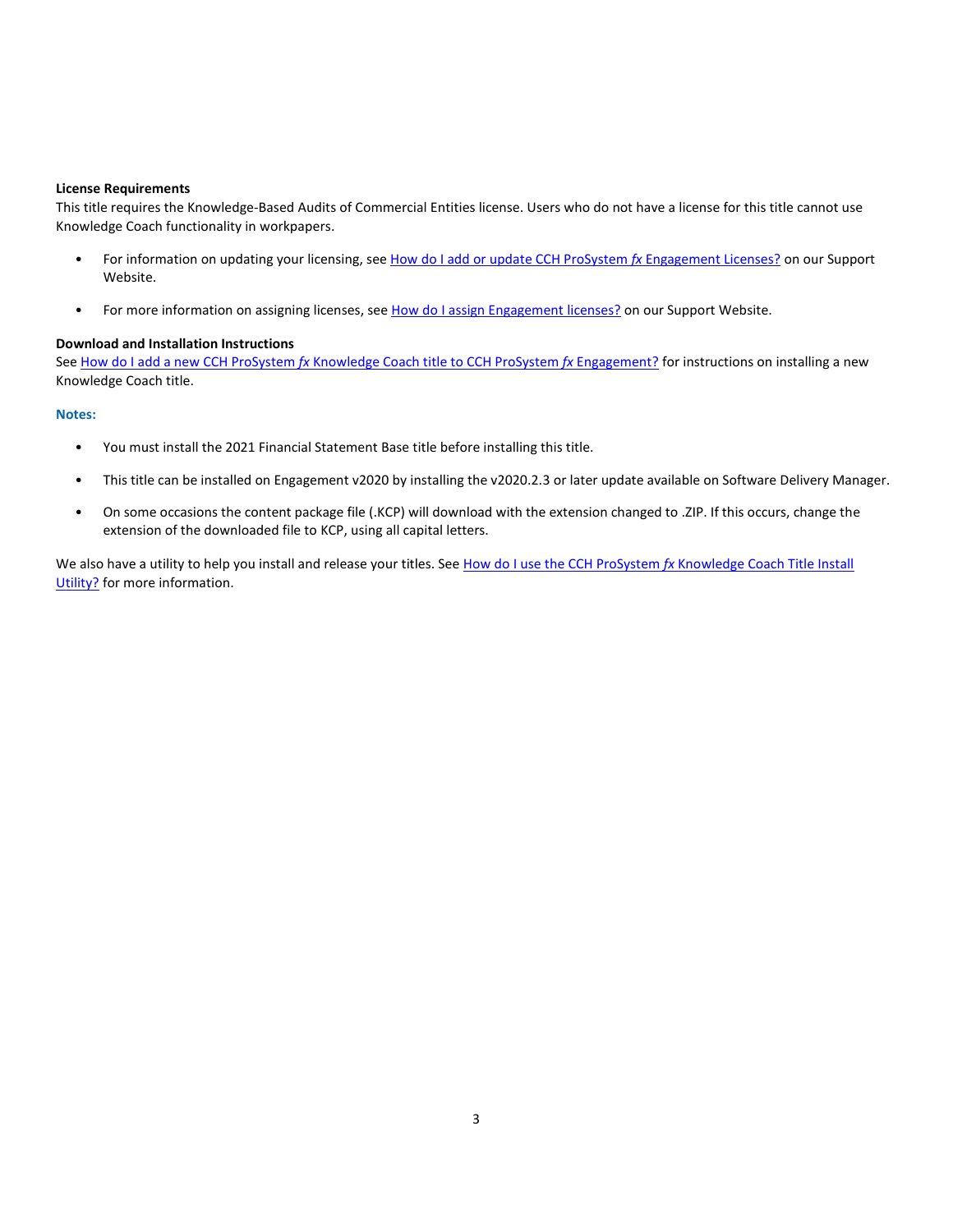**License Requirements**
This title requires the Knowledge-Based Audits of Commercial Entities license. Users who do not have a license for this title cannot use Knowledge Coach functionality in workpapers.

- For information on updating your licensing, see How do I add or update CCH ProSystem *fx* Engagement Licenses? on our Support Website.
- For more information on assigning licenses, see How do I assign Engagement licenses? on our Support Website.

**Download and Installation Instructions**
See How do I add a new CCH ProSystem *fx* Knowledge Coach title to CCH ProSystem *fx* Engagement? for instructions on installing a new Knowledge Coach title.

**Notes:**

- You must install the 2021 Financial Statement Base title before installing this title.
- This title can be installed on Engagement v2020 by installing the v2020.2.3 or later update available on Software Delivery Manager.
- On some occasions the content package file (.KCP) will download with the extension changed to .ZIP. If this occurs, change the extension of the downloaded file to KCP, using all capital letters.

We also have a utility to help you install and release your titles. See How do I use the CCH ProSystem *fx* Knowledge Coach Title Install Utility? for more information.